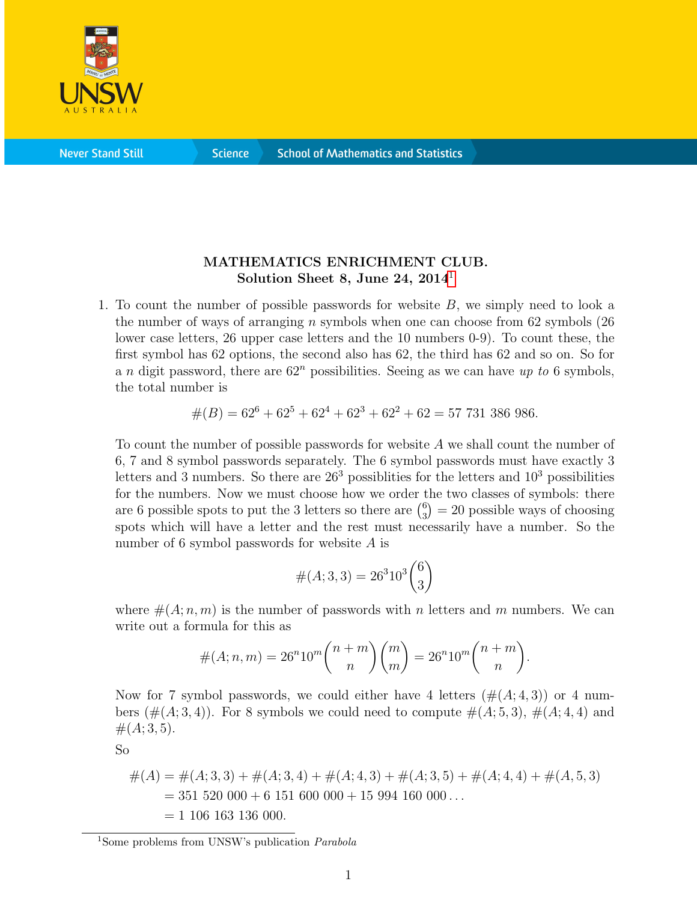**MATHEMATICS ENRICHMENT CLUB.**
**Solution Sheet 8, June 24, 2014**[1]

1. To count the number of possible passwords for website $B$, we simply need to look a the number of ways of arranging $n$ symbols when one can choose from 62 symbols (26 lower case letters, 26 upper case letters and the 10 numbers 0-9). To count these, the first symbol has 62 options, the second also has 62, the third has 62 and so on. So for a $n$ digit password, there are $62^n$ possibilities. Seeing as we can have *up to* 6 symbols, the total number is

$$\#(B) = 62^6 + 62^5 + 62^4 + 62^3 + 62^2 + 62 = 57\ 731\ 386\ 986.$$

To count the number of possible passwords for website $A$ we shall count the number of 6, 7 and 8 symbol passwords separately. The 6 symbol passwords must have exactly 3 letters and 3 numbers. So there are $26^3$ possiblities for the letters and $10^3$ possibilities for the numbers. Now we must choose how we order the two classes of symbols: there are 6 possible spots to put the 3 letters so there are $\binom{6}{3} = 20$ possible ways of choosing spots which will have a letter and the rest must necessarily have a number. So the number of 6 symbol passwords for website $A$ is

$$\#(A; 3, 3) = 26^3 10^3 \binom{6}{3}$$

where $\#(A; n, m)$ is the number of passwords with $n$ letters and $m$ numbers. We can write out a formula for this as

$$\#(A; n, m) = 26^n 10^m \binom{n+m}{n}\binom{m}{m} = 26^n 10^m \binom{n+m}{n}.$$

Now for 7 symbol passwords, we could either have 4 letters ($\#(A; 4, 3)$) or 4 numbers ($\#(A; 3, 4)$). For 8 symbols we could need to compute $\#(A; 5, 3)$, $\#(A; 4, 4)$ and $\#(A; 3, 5)$.

So

$$\begin{aligned}
\#(A) &= \#(A; 3, 3) + \#(A; 3, 4) + \#(A; 4, 3) + \#(A; 3, 5) + \#(A; 4, 4) + \#(A, 5, 3) \\
&= 351\ 520\ 000 + 6\ 151\ 600\ 000 + 15\ 994\ 160\ 000 \ldots \\
&= 1\ 106\ 163\ 136\ 000.
\end{aligned}$$

[1] Some problems from UNSW's publication *Parabola*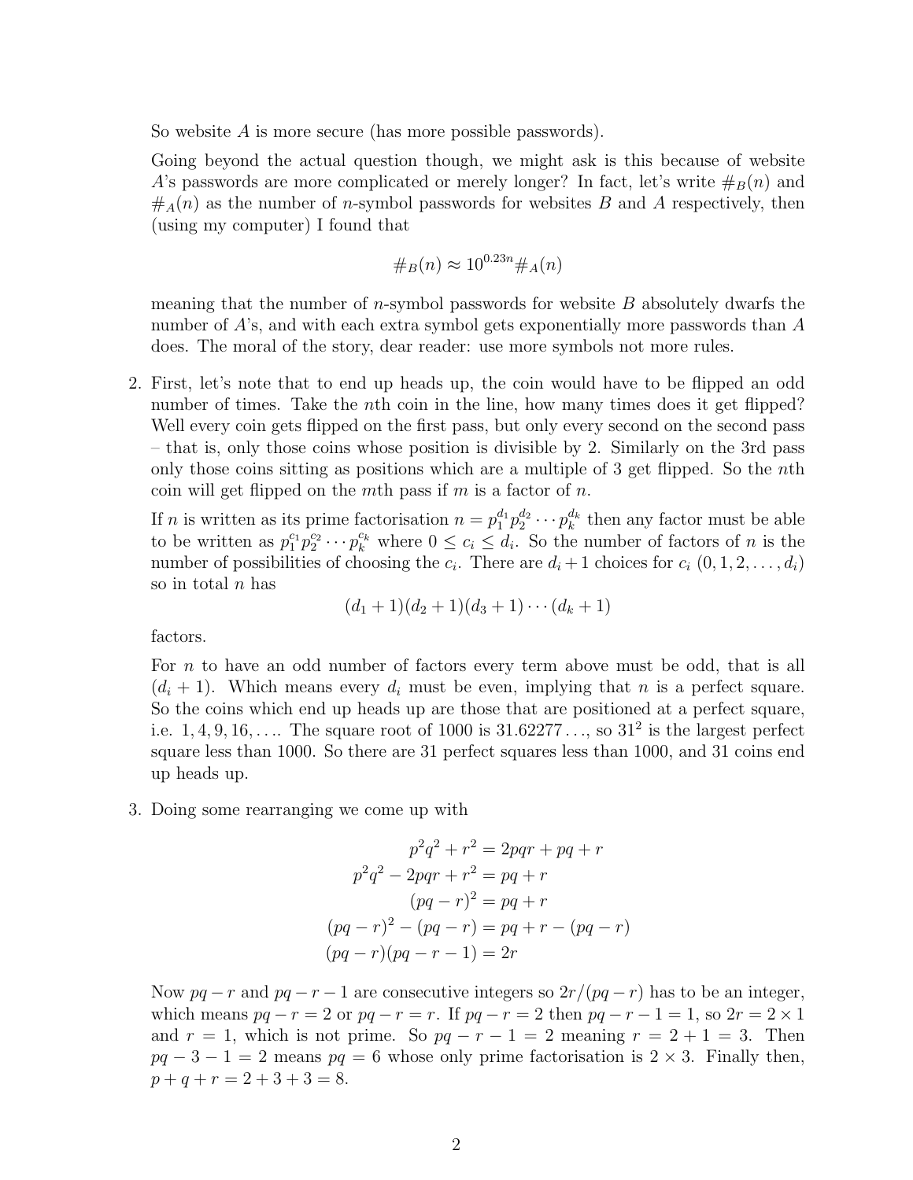So website $A$ is more secure (has more possible passwords).

Going beyond the actual question though, we might ask is this because of website $A$'s passwords are more complicated or merely longer? In fact, let's write $\#_B(n)$ and $\#_A(n)$ as the number of $n$-symbol passwords for websites $B$ and $A$ respectively, then (using my computer) I found that

$$\#_B(n) \approx 10^{0.23n} \#_A(n)$$

meaning that the number of $n$-symbol passwords for website $B$ absolutely dwarfs the number of $A$'s, and with each extra symbol gets exponentially more passwords than $A$ does. The moral of the story, dear reader: use more symbols not more rules.

2. First, let's note that to end up heads up, the coin would have to be flipped an odd number of times. Take the $n$th coin in the line, how many times does it get flipped? Well every coin gets flipped on the first pass, but only every second on the second pass – that is, only those coins whose position is divisible by 2. Similarly on the 3rd pass only those coins sitting as positions which are a multiple of 3 get flipped. So the $n$th coin will get flipped on the $m$th pass if $m$ is a factor of $n$.

   If $n$ is written as its prime factorisation $n = p_1^{d_1} p_2^{d_2} \cdots p_k^{d_k}$ then any factor must be able to be written as $p_1^{c_1} p_2^{c_2} \cdots p_k^{c_k}$ where $0 \leq c_i \leq d_i$. So the number of factors of $n$ is the number of possibilities of choosing the $c_i$. There are $d_i + 1$ choices for $c_i$ $(0, 1, 2, \ldots, d_i)$ so in total $n$ has

   $$(d_1 + 1)(d_2 + 1)(d_3 + 1) \cdots (d_k + 1)$$

   factors.

   For $n$ to have an odd number of factors every term above must be odd, that is all $(d_i + 1)$. Which means every $d_i$ must be even, implying that $n$ is a perfect square. So the coins which end up heads up are those that are positioned at a perfect square, i.e. $1, 4, 9, 16, \ldots$. The square root of 1000 is $31.62277\ldots$, so $31^2$ is the largest perfect square less than 1000. So there are 31 perfect squares less than 1000, and 31 coins end up heads up.

3. Doing some rearranging we come up with

   $$\begin{aligned}
   p^2q^2 + r^2 &= 2pqr + pq + r \\
   p^2q^2 - 2pqr + r^2 &= pq + r \\
   (pq - r)^2 &= pq + r \\
   (pq - r)^2 - (pq - r) &= pq + r - (pq - r) \\
   (pq - r)(pq - r - 1) &= 2r
   \end{aligned}$$

   Now $pq - r$ and $pq - r - 1$ are consecutive integers so $2r/(pq - r)$ has to be an integer, which means $pq - r = 2$ or $pq - r = r$. If $pq - r = 2$ then $pq - r - 1 = 1$, so $2r = 2 \times 1$ and $r = 1$, which is not prime. So $pq - r - 1 = 2$ meaning $r = 2 + 1 = 3$. Then $pq - 3 - 1 = 2$ means $pq = 6$ whose only prime factorisation is $2 \times 3$. Finally then, $p + q + r = 2 + 3 + 3 = 8$.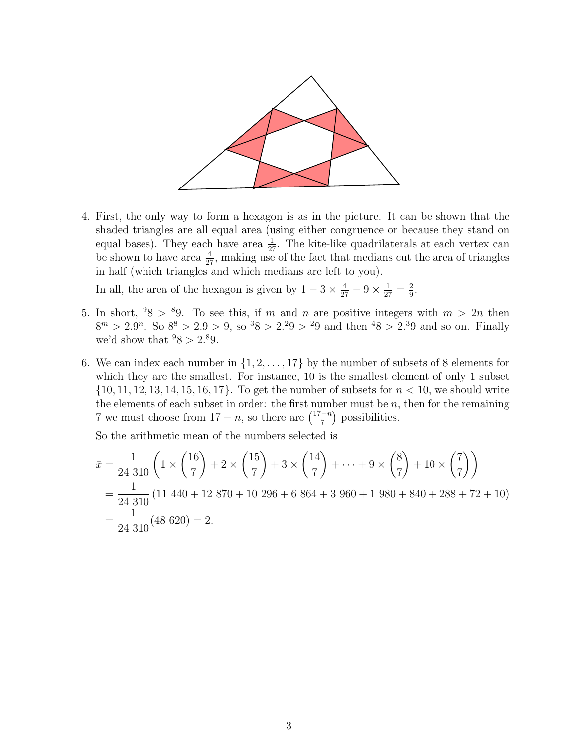4. First, the only way to form a hexagon is as in the picture. It can be shown that the shaded triangles are all equal area (using either congruence or because they stand on equal bases). They each have area $\frac{1}{27}$. The kite-like quadrilaterals at each vertex can be shown to have area $\frac{4}{27}$, making use of the fact that medians cut the area of triangles in half (which triangles and which medians are left to you).

   In all, the area of the hexagon is given by $1 - 3 \times \frac{4}{27} - 9 \times \frac{1}{27} = \frac{2}{9}$.

5. In short, ${}^{9}8 > {}^{8}9$. To see this, if $m$ and $n$ are positive integers with $m > 2n$ then $8^m > 2.9^n$. So $8^8 > 2.9 > 9$, so ${}^{3}8 > 2.{}^{2}9 > {}^{2}9$ and then ${}^{4}8 > 2.{}^{3}9$ and so on. Finally we'd show that ${}^{9}8 > 2.{}^{8}9$.

6. We can index each number in $\{1, 2, \ldots, 17\}$ by the number of subsets of 8 elements for which they are the smallest. For instance, 10 is the smallest element of only 1 subset $\{10, 11, 12, 13, 14, 15, 16, 17\}$. To get the number of subsets for $n < 10$, we should write the elements of each subset in order: the first number must be $n$, then for the remaining 7 we must choose from $17 - n$, so there are $\binom{17-n}{7}$ possibilities.

   So the arithmetic mean of the numbers selected is

$$
\begin{aligned}
\bar{x} &= \frac{1}{24\ 310}\left(1 \times \binom{16}{7} + 2 \times \binom{15}{7} + 3 \times \binom{14}{7} + \cdots + 9 \times \binom{8}{7} + 10 \times \binom{7}{7}\right) \\
&= \frac{1}{24\ 310}\left(11\ 440 + 12\ 870 + 10\ 296 + 6\ 864 + 3\ 960 + 1\ 980 + 840 + 288 + 72 + 10\right) \\
&= \frac{1}{24\ 310}(48\ 620) = 2.
\end{aligned}
$$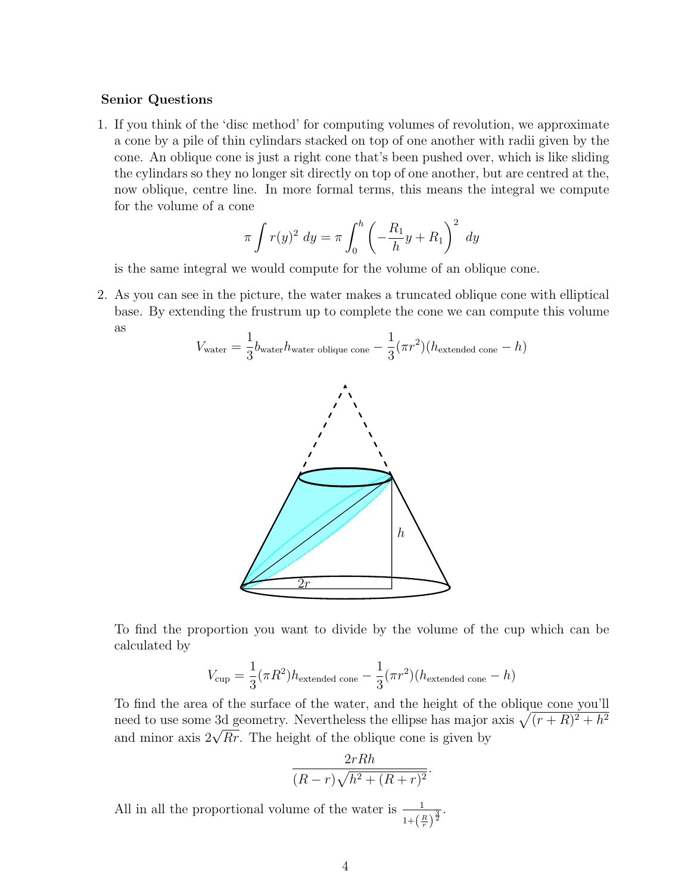**Senior Questions**

1. If you think of the 'disc method' for computing volumes of revolution, we approximate a cone by a pile of thin cylindars stacked on top of one another with radii given by the cone. An oblique cone is just a right cone that's been pushed over, which is like sliding the cylindars so they no longer sit directly on top of one another, but are centred at the, now oblique, centre line. In more formal terms, this means the integral we compute for the volume of a cone

$$\pi \int r(y)^2 \, dy = \pi \int_0^h \left( -\frac{R_1}{h} y + R_1 \right)^2 \, dy$$

is the same integral we would compute for the volume of an oblique cone.

2. As you can see in the picture, the water makes a truncated oblique cone with elliptical base. By extending the frustrum up to complete the cone we can compute this volume as

$$V_{\text{water}} = \frac{1}{3} b_{\text{water}} h_{\text{water oblique cone}} - \frac{1}{3}(\pi r^2)(h_{\text{extended cone}} - h)$$

$h$

$2r$

To find the proportion you want to divide by the volume of the cup which can be calculated by

$$V_{\text{cup}} = \frac{1}{3}(\pi R^2) h_{\text{extended cone}} - \frac{1}{3}(\pi r^2)(h_{\text{extended cone}} - h)$$

To find the area of the surface of the water, and the height of the oblique cone you'll need to use some 3d geometry. Nevertheless the ellipse has major axis $\sqrt{(r+R)^2 + h^2}$ and minor axis $2\sqrt{Rr}$. The height of the oblique cone is given by

$$\frac{2rRh}{(R-r)\sqrt{h^2 + (R+r)^2}}.$$

All in all the proportional volume of the water is $\frac{1}{1+\left(\frac{R}{r}\right)^{\frac{3}{2}}}$.